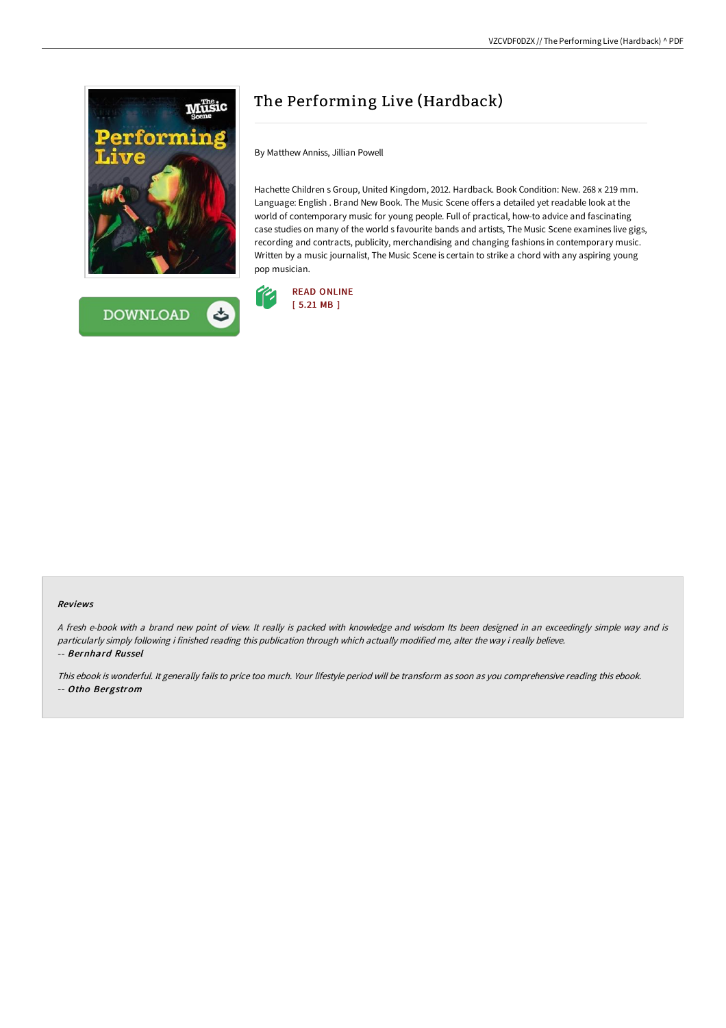# The Performing Live (Hardback)

By Matthew Anniss, Jillian Powell

Hachette Children s Group, United Kingdom, 2012. Hardback. Book Condition: New. 268 x 219 mm. Language: English . Brand New Book. The Music Scene offers a detailed yet readable look at the world of contemporary music for young people. Full of practical, how-to advice and fascinating case studies on many of the world s favourite bands and artists, The Music Scene examines live gigs, recording and contracts, publicity, merchandising and changing fashions in contemporary music. Written by a music journalist, The Music Scene is certain to strike a chord with any aspiring young pop musician.

READ ONLINE
[ 5.21 MB ]

DOWNLOAD

#### Reviews

*A fresh e-book with a brand new point of view. It really is packed with knowledge and wisdom Its been designed in an exceedingly simple way and is particularly simply following i finished reading this publication through which actually modified me, alter the way i really believe.*
*-- Bernhard Russel*

*This ebook is wonderful. It generally fails to price too much. Your lifestyle period will be transform as soon as you comprehensive reading this ebook.*
*-- Otho Bergstrom*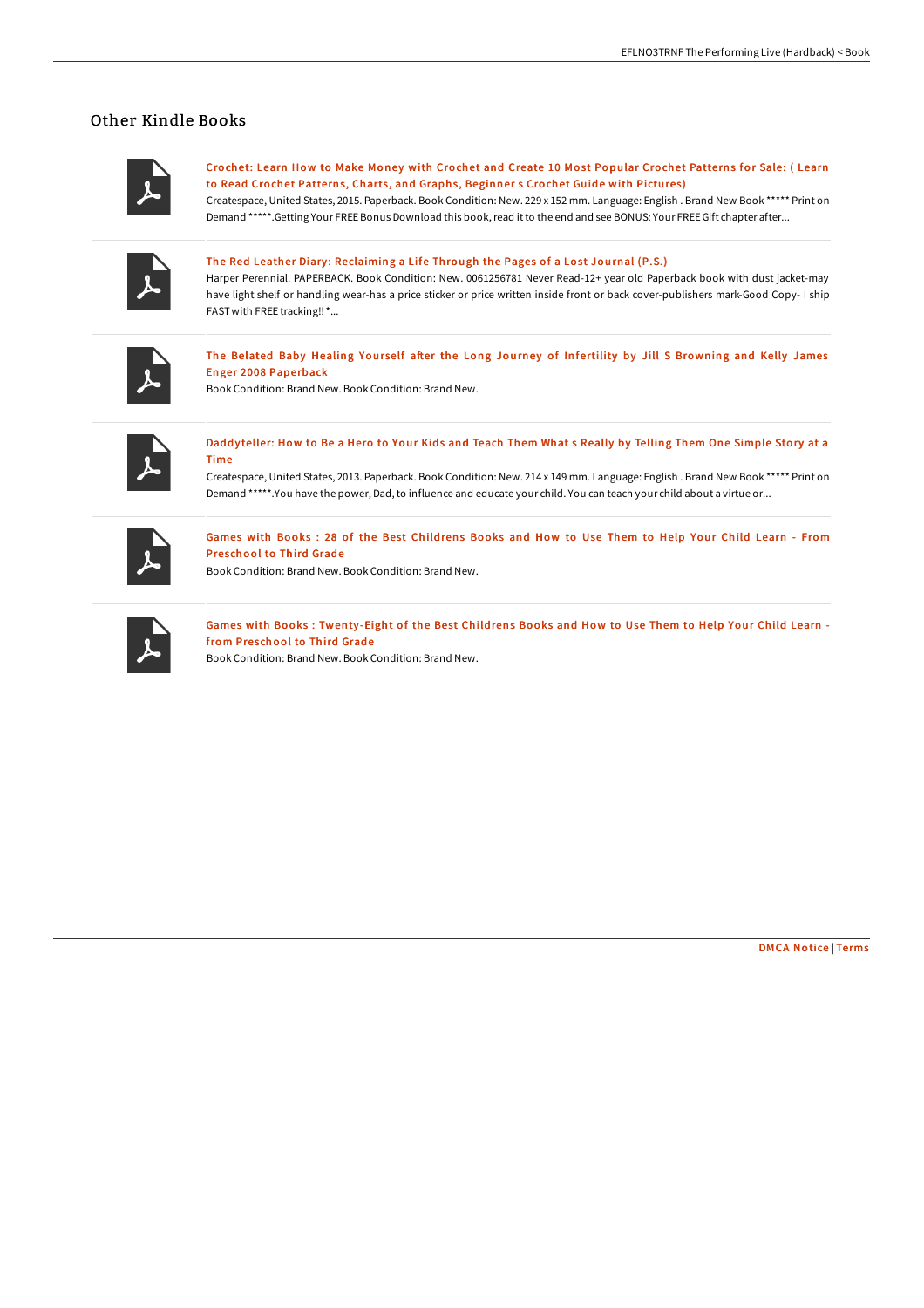## Other Kindle Books

**Crochet: Learn How to Make Money with Crochet and Create 10 Most Popular Crochet Patterns for Sale: ( Learn to Read Crochet Patterns, Charts, and Graphs, Beginner s Crochet Guide with Pictures)**

Createspace, United States, 2015. Paperback. Book Condition: New. 229 x 152 mm. Language: English . Brand New Book ***** Print on Demand *****.Getting Your FREE Bonus Download this book, read it to the end and see BONUS: Your FREE Gift chapter after...

**The Red Leather Diary: Reclaiming a Life Through the Pages of a Lost Journal (P.S.)**

Harper Perennial. PAPERBACK. Book Condition: New. 0061256781 Never Read-12+ year old Paperback book with dust jacket-may have light shelf or handling wear-has a price sticker or price written inside front or back cover-publishers mark-Good Copy- I ship FAST with FREE tracking!! *...

**The Belated Baby Healing Yourself after the Long Journey of Infertility by Jill S Browning and Kelly James Enger 2008 Paperback**

Book Condition: Brand New. Book Condition: Brand New.

**Daddyteller: How to Be a Hero to Your Kids and Teach Them What s Really by Telling Them One Simple Story at a Time**

Createspace, United States, 2013. Paperback. Book Condition: New. 214 x 149 mm. Language: English . Brand New Book ***** Print on Demand *****.You have the power, Dad, to influence and educate your child. You can teach your child about a virtue or...

**Games with Books : 28 of the Best Childrens Books and How to Use Them to Help Your Child Learn - From Preschool to Third Grade**

Book Condition: Brand New. Book Condition: Brand New.

**Games with Books : Twenty-Eight of the Best Childrens Books and How to Use Them to Help Your Child Learn - from Preschool to Third Grade**

Book Condition: Brand New. Book Condition: Brand New.

DMCA Notice | Terms